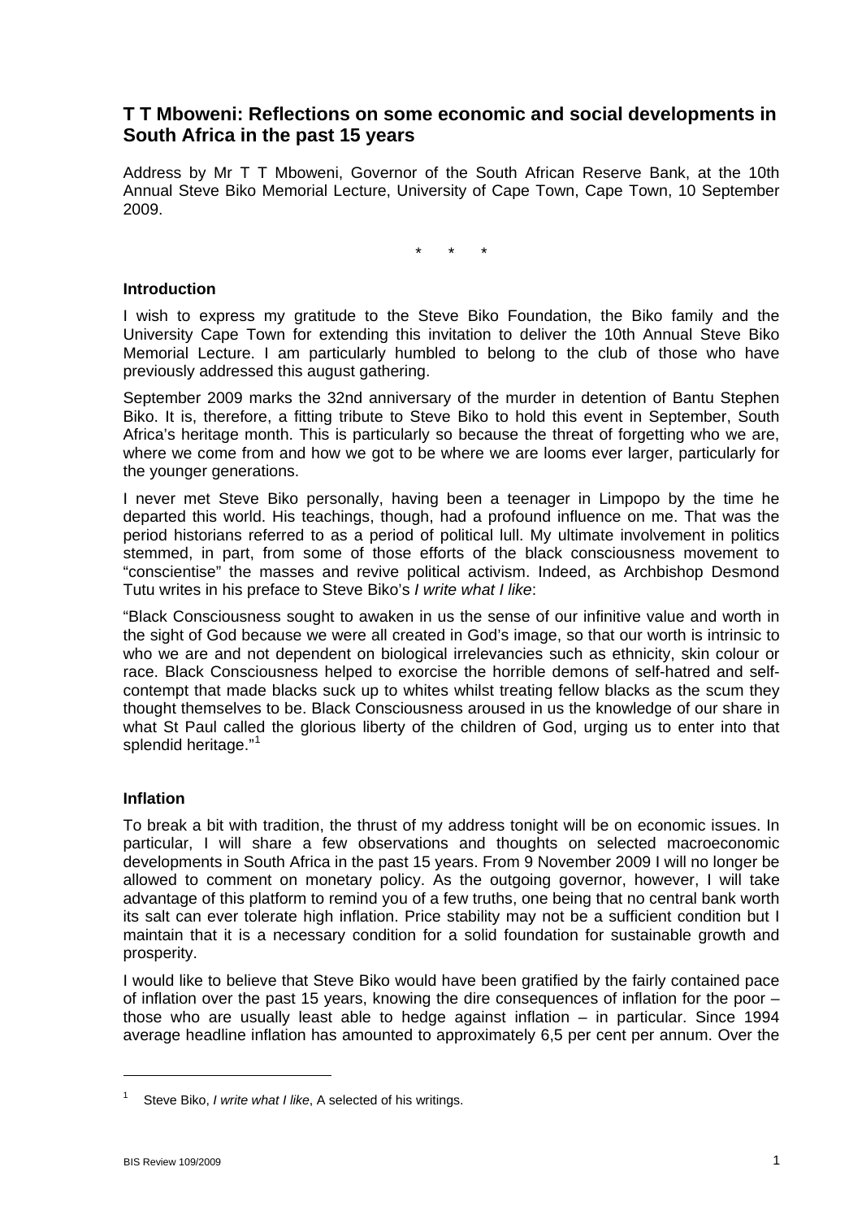## T T Mboweni: Reflections on some economic and social developments in South Africa in the past 15 years

Address by Mr T T Mboweni, Governor of the South African Reserve Bank, at the 10th Annual Steve Biko Memorial Lecture, University of Cape Town, Cape Town, 10 September 2009.

\* \* \*

### Introduction

I wish to express my gratitude to the Steve Biko Foundation, the Biko family and the University Cape Town for extending this invitation to deliver the 10th Annual Steve Biko Memorial Lecture. I am particularly humbled to belong to the club of those who have previously addressed this august gathering.

September 2009 marks the 32nd anniversary of the murder in detention of Bantu Stephen Biko. It is, therefore, a fitting tribute to Steve Biko to hold this event in September, South Africa's heritage month. This is particularly so because the threat of forgetting who we are, where we come from and how we got to be where we are looms ever larger, particularly for the younger generations.

I never met Steve Biko personally, having been a teenager in Limpopo by the time he departed this world. His teachings, though, had a profound influence on me. That was the period historians referred to as a period of political lull. My ultimate involvement in politics stemmed, in part, from some of those efforts of the black consciousness movement to "conscientise" the masses and revive political activism. Indeed, as Archbishop Desmond Tutu writes in his preface to Steve Biko's *I write what I like*:

"Black Consciousness sought to awaken in us the sense of our infinitive value and worth in the sight of God because we were all created in God's image, so that our worth is intrinsic to who we are and not dependent on biological irrelevancies such as ethnicity, skin colour or race. Black Consciousness helped to exorcise the horrible demons of self-hatred and self-contempt that made blacks suck up to whites whilst treating fellow blacks as the scum they thought themselves to be. Black Consciousness aroused in us the knowledge of our share in what St Paul called the glorious liberty of the children of God, urging us to enter into that splendid heritage."[1]

### Inflation

To break a bit with tradition, the thrust of my address tonight will be on economic issues. In particular, I will share a few observations and thoughts on selected macroeconomic developments in South Africa in the past 15 years. From 9 November 2009 I will no longer be allowed to comment on monetary policy. As the outgoing governor, however, I will take advantage of this platform to remind you of a few truths, one being that no central bank worth its salt can ever tolerate high inflation. Price stability may not be a sufficient condition but I maintain that it is a necessary condition for a solid foundation for sustainable growth and prosperity.

I would like to believe that Steve Biko would have been gratified by the fairly contained pace of inflation over the past 15 years, knowing the dire consequences of inflation for the poor – those who are usually least able to hedge against inflation – in particular. Since 1994 average headline inflation has amounted to approximately 6,5 per cent per annum. Over the

---

[1] Steve Biko, *I write what I like*, A selected of his writings.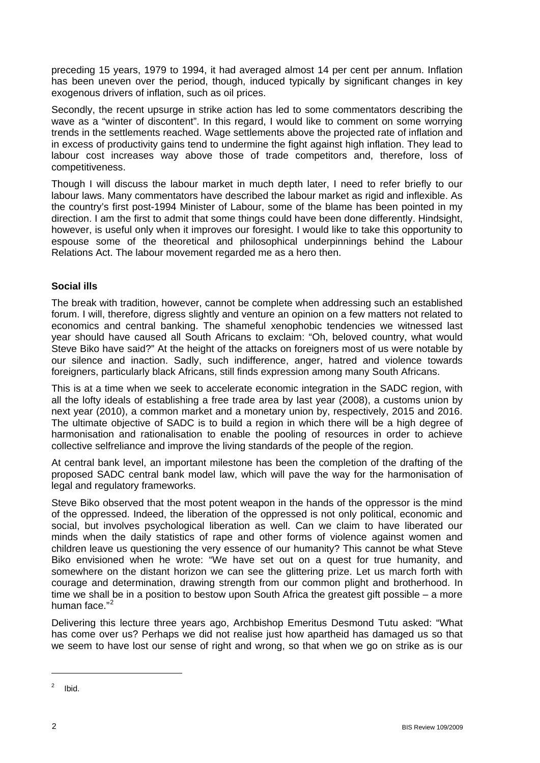preceding 15 years, 1979 to 1994, it had averaged almost 14 per cent per annum. Inflation has been uneven over the period, though, induced typically by significant changes in key exogenous drivers of inflation, such as oil prices.

Secondly, the recent upsurge in strike action has led to some commentators describing the wave as a "winter of discontent". In this regard, I would like to comment on some worrying trends in the settlements reached. Wage settlements above the projected rate of inflation and in excess of productivity gains tend to undermine the fight against high inflation. They lead to labour cost increases way above those of trade competitors and, therefore, loss of competitiveness.

Though I will discuss the labour market in much depth later, I need to refer briefly to our labour laws. Many commentators have described the labour market as rigid and inflexible. As the country's first post-1994 Minister of Labour, some of the blame has been pointed in my direction. I am the first to admit that some things could have been done differently. Hindsight, however, is useful only when it improves our foresight. I would like to take this opportunity to espouse some of the theoretical and philosophical underpinnings behind the Labour Relations Act. The labour movement regarded me as a hero then.

## Social ills

The break with tradition, however, cannot be complete when addressing such an established forum. I will, therefore, digress slightly and venture an opinion on a few matters not related to economics and central banking. The shameful xenophobic tendencies we witnessed last year should have caused all South Africans to exclaim: "Oh, beloved country, what would Steve Biko have said?" At the height of the attacks on foreigners most of us were notable by our silence and inaction. Sadly, such indifference, anger, hatred and violence towards foreigners, particularly black Africans, still finds expression among many South Africans.

This is at a time when we seek to accelerate economic integration in the SADC region, with all the lofty ideals of establishing a free trade area by last year (2008), a customs union by next year (2010), a common market and a monetary union by, respectively, 2015 and 2016. The ultimate objective of SADC is to build a region in which there will be a high degree of harmonisation and rationalisation to enable the pooling of resources in order to achieve collective selfreliance and improve the living standards of the people of the region.

At central bank level, an important milestone has been the completion of the drafting of the proposed SADC central bank model law, which will pave the way for the harmonisation of legal and regulatory frameworks.

Steve Biko observed that the most potent weapon in the hands of the oppressor is the mind of the oppressed. Indeed, the liberation of the oppressed is not only political, economic and social, but involves psychological liberation as well. Can we claim to have liberated our minds when the daily statistics of rape and other forms of violence against women and children leave us questioning the very essence of our humanity? This cannot be what Steve Biko envisioned when he wrote: "We have set out on a quest for true humanity, and somewhere on the distant horizon we can see the glittering prize. Let us march forth with courage and determination, drawing strength from our common plight and brotherhood. In time we shall be in a position to bestow upon South Africa the greatest gift possible – a more human face."[2]

Delivering this lecture three years ago, Archbishop Emeritus Desmond Tutu asked: "What has come over us? Perhaps we did not realise just how apartheid has damaged us so that we seem to have lost our sense of right and wrong, so that when we go on strike as is our

[2] Ibid.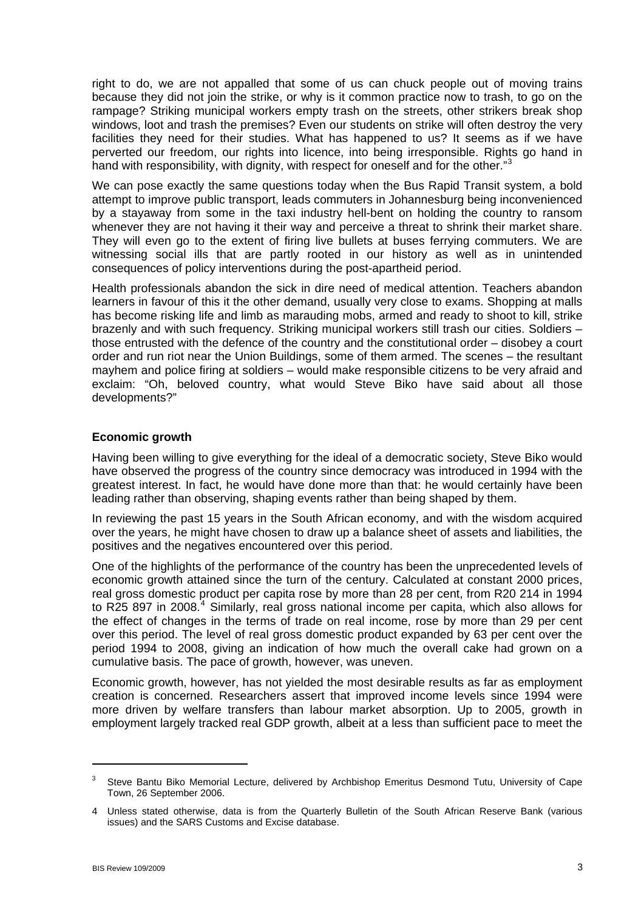right to do, we are not appalled that some of us can chuck people out of moving trains because they did not join the strike, or why is it common practice now to trash, to go on the rampage? Striking municipal workers empty trash on the streets, other strikers break shop windows, loot and trash the premises? Even our students on strike will often destroy the very facilities they need for their studies. What has happened to us? It seems as if we have perverted our freedom, our rights into licence, into being irresponsible. Rights go hand in hand with responsibility, with dignity, with respect for oneself and for the other."[3]

We can pose exactly the same questions today when the Bus Rapid Transit system, a bold attempt to improve public transport, leads commuters in Johannesburg being inconvenienced by a stayaway from some in the taxi industry hell-bent on holding the country to ransom whenever they are not having it their way and perceive a threat to shrink their market share. They will even go to the extent of firing live bullets at buses ferrying commuters. We are witnessing social ills that are partly rooted in our history as well as in unintended consequences of policy interventions during the post-apartheid period.

Health professionals abandon the sick in dire need of medical attention. Teachers abandon learners in favour of this it the other demand, usually very close to exams. Shopping at malls has become risking life and limb as marauding mobs, armed and ready to shoot to kill, strike brazenly and with such frequency. Striking municipal workers still trash our cities. Soldiers – those entrusted with the defence of the country and the constitutional order – disobey a court order and run riot near the Union Buildings, some of them armed. The scenes – the resultant mayhem and police firing at soldiers – would make responsible citizens to be very afraid and exclaim: "Oh, beloved country, what would Steve Biko have said about all those developments?"

**Economic growth**

Having been willing to give everything for the ideal of a democratic society, Steve Biko would have observed the progress of the country since democracy was introduced in 1994 with the greatest interest. In fact, he would have done more than that: he would certainly have been leading rather than observing, shaping events rather than being shaped by them.

In reviewing the past 15 years in the South African economy, and with the wisdom acquired over the years, he might have chosen to draw up a balance sheet of assets and liabilities, the positives and the negatives encountered over this period.

One of the highlights of the performance of the country has been the unprecedented levels of economic growth attained since the turn of the century. Calculated at constant 2000 prices, real gross domestic product per capita rose by more than 28 per cent, from R20 214 in 1994 to R25 897 in 2008.[4] Similarly, real gross national income per capita, which also allows for the effect of changes in the terms of trade on real income, rose by more than 29 per cent over this period. The level of real gross domestic product expanded by 63 per cent over the period 1994 to 2008, giving an indication of how much the overall cake had grown on a cumulative basis. The pace of growth, however, was uneven.

Economic growth, however, has not yielded the most desirable results as far as employment creation is concerned. Researchers assert that improved income levels since 1994 were more driven by welfare transfers than labour market absorption. Up to 2005, growth in employment largely tracked real GDP growth, albeit at a less than sufficient pace to meet the

---

[3] Steve Bantu Biko Memorial Lecture, delivered by Archbishop Emeritus Desmond Tutu, University of Cape Town, 26 September 2006.

[4] Unless stated otherwise, data is from the Quarterly Bulletin of the South African Reserve Bank (various issues) and the SARS Customs and Excise database.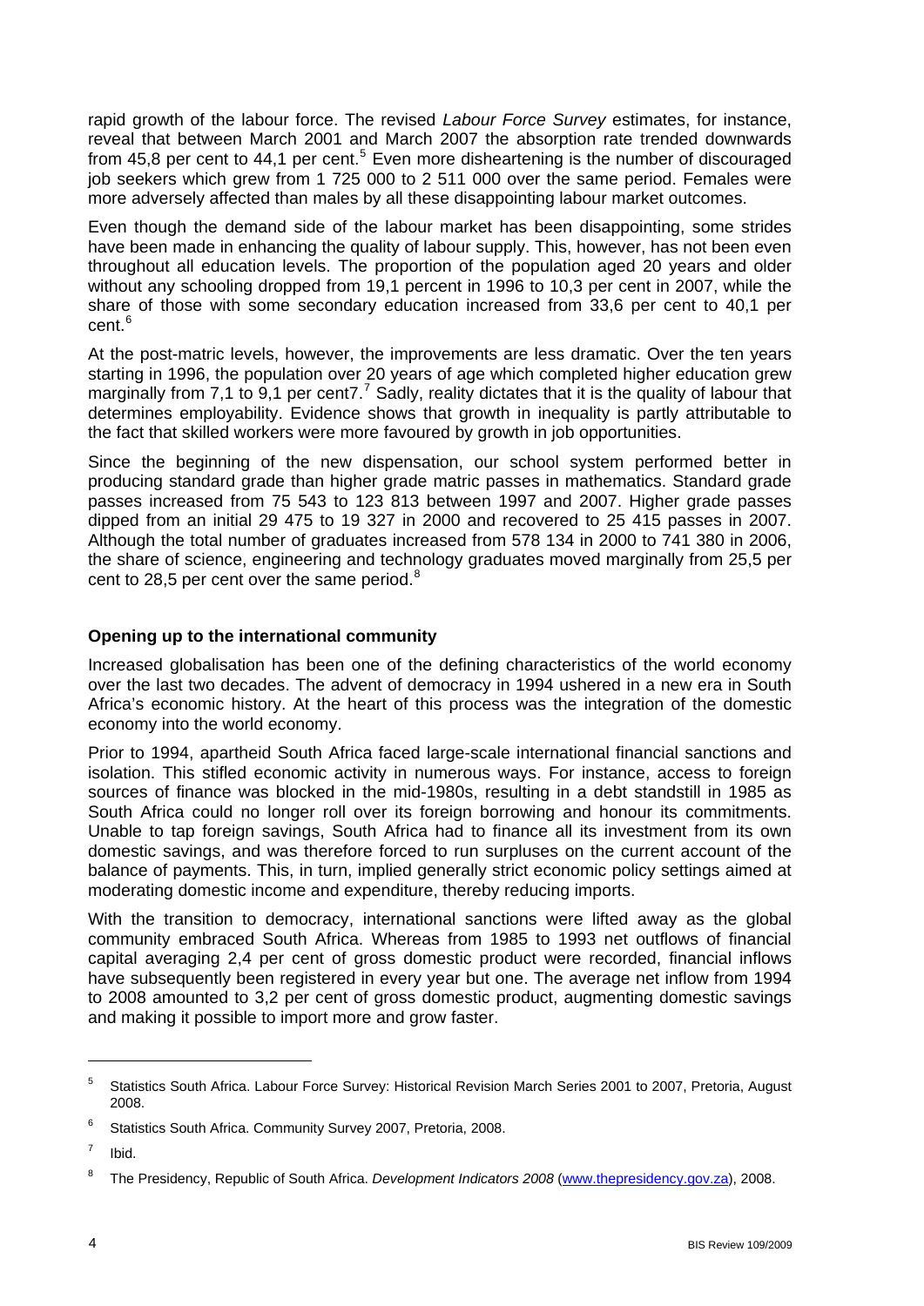rapid growth of the labour force. The revised *Labour Force Survey* estimates, for instance, reveal that between March 2001 and March 2007 the absorption rate trended downwards from 45,8 per cent to 44,1 per cent.[5] Even more disheartening is the number of discouraged job seekers which grew from 1 725 000 to 2 511 000 over the same period. Females were more adversely affected than males by all these disappointing labour market outcomes.

Even though the demand side of the labour market has been disappointing, some strides have been made in enhancing the quality of labour supply. This, however, has not been even throughout all education levels. The proportion of the population aged 20 years and older without any schooling dropped from 19,1 percent in 1996 to 10,3 per cent in 2007, while the share of those with some secondary education increased from 33,6 per cent to 40,1 per cent.[6]

At the post-matric levels, however, the improvements are less dramatic. Over the ten years starting in 1996, the population over 20 years of age which completed higher education grew marginally from 7,1 to 9,1 per cent7.[7] Sadly, reality dictates that it is the quality of labour that determines employability. Evidence shows that growth in inequality is partly attributable to the fact that skilled workers were more favoured by growth in job opportunities.

Since the beginning of the new dispensation, our school system performed better in producing standard grade than higher grade matric passes in mathematics. Standard grade passes increased from 75 543 to 123 813 between 1997 and 2007. Higher grade passes dipped from an initial 29 475 to 19 327 in 2000 and recovered to 25 415 passes in 2007. Although the total number of graduates increased from 578 134 in 2000 to 741 380 in 2006, the share of science, engineering and technology graduates moved marginally from 25,5 per cent to 28,5 per cent over the same period.[8]

**Opening up to the international community**

Increased globalisation has been one of the defining characteristics of the world economy over the last two decades. The advent of democracy in 1994 ushered in a new era in South Africa's economic history. At the heart of this process was the integration of the domestic economy into the world economy.

Prior to 1994, apartheid South Africa faced large-scale international financial sanctions and isolation. This stifled economic activity in numerous ways. For instance, access to foreign sources of finance was blocked in the mid-1980s, resulting in a debt standstill in 1985 as South Africa could no longer roll over its foreign borrowing and honour its commitments. Unable to tap foreign savings, South Africa had to finance all its investment from its own domestic savings, and was therefore forced to run surpluses on the current account of the balance of payments. This, in turn, implied generally strict economic policy settings aimed at moderating domestic income and expenditure, thereby reducing imports.

With the transition to democracy, international sanctions were lifted away as the global community embraced South Africa. Whereas from 1985 to 1993 net outflows of financial capital averaging 2,4 per cent of gross domestic product were recorded, financial inflows have subsequently been registered in every year but one. The average net inflow from 1994 to 2008 amounted to 3,2 per cent of gross domestic product, augmenting domestic savings and making it possible to import more and grow faster.

---

[5] Statistics South Africa. Labour Force Survey: Historical Revision March Series 2001 to 2007, Pretoria, August 2008.

[6] Statistics South Africa. Community Survey 2007, Pretoria, 2008.

[7] Ibid.

[8] The Presidency, Republic of South Africa. *Development Indicators 2008* (www.thepresidency.gov.za), 2008.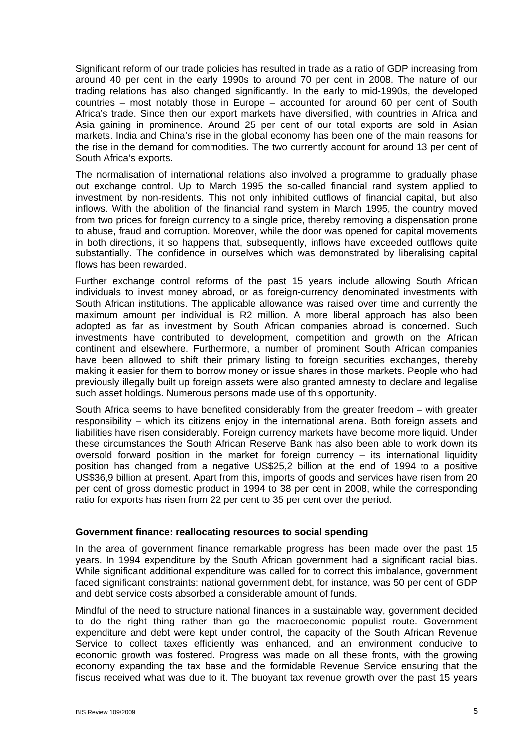Significant reform of our trade policies has resulted in trade as a ratio of GDP increasing from around 40 per cent in the early 1990s to around 70 per cent in 2008. The nature of our trading relations has also changed significantly. In the early to mid-1990s, the developed countries – most notably those in Europe – accounted for around 60 per cent of South Africa's trade. Since then our export markets have diversified, with countries in Africa and Asia gaining in prominence. Around 25 per cent of our total exports are sold in Asian markets. India and China's rise in the global economy has been one of the main reasons for the rise in the demand for commodities. The two currently account for around 13 per cent of South Africa's exports.

The normalisation of international relations also involved a programme to gradually phase out exchange control. Up to March 1995 the so-called financial rand system applied to investment by non-residents. This not only inhibited outflows of financial capital, but also inflows. With the abolition of the financial rand system in March 1995, the country moved from two prices for foreign currency to a single price, thereby removing a dispensation prone to abuse, fraud and corruption. Moreover, while the door was opened for capital movements in both directions, it so happens that, subsequently, inflows have exceeded outflows quite substantially. The confidence in ourselves which was demonstrated by liberalising capital flows has been rewarded.

Further exchange control reforms of the past 15 years include allowing South African individuals to invest money abroad, or as foreign-currency denominated investments with South African institutions. The applicable allowance was raised over time and currently the maximum amount per individual is R2 million. A more liberal approach has also been adopted as far as investment by South African companies abroad is concerned. Such investments have contributed to development, competition and growth on the African continent and elsewhere. Furthermore, a number of prominent South African companies have been allowed to shift their primary listing to foreign securities exchanges, thereby making it easier for them to borrow money or issue shares in those markets. People who had previously illegally built up foreign assets were also granted amnesty to declare and legalise such asset holdings. Numerous persons made use of this opportunity.

South Africa seems to have benefited considerably from the greater freedom – with greater responsibility – which its citizens enjoy in the international arena. Both foreign assets and liabilities have risen considerably. Foreign currency markets have become more liquid. Under these circumstances the South African Reserve Bank has also been able to work down its oversold forward position in the market for foreign currency – its international liquidity position has changed from a negative US$25,2 billion at the end of 1994 to a positive US$36,9 billion at present. Apart from this, imports of goods and services have risen from 20 per cent of gross domestic product in 1994 to 38 per cent in 2008, while the corresponding ratio for exports has risen from 22 per cent to 35 per cent over the period.

**Government finance: reallocating resources to social spending**

In the area of government finance remarkable progress has been made over the past 15 years. In 1994 expenditure by the South African government had a significant racial bias. While significant additional expenditure was called for to correct this imbalance, government faced significant constraints: national government debt, for instance, was 50 per cent of GDP and debt service costs absorbed a considerable amount of funds.

Mindful of the need to structure national finances in a sustainable way, government decided to do the right thing rather than go the macroeconomic populist route. Government expenditure and debt were kept under control, the capacity of the South African Revenue Service to collect taxes efficiently was enhanced, and an environment conducive to economic growth was fostered. Progress was made on all these fronts, with the growing economy expanding the tax base and the formidable Revenue Service ensuring that the fiscus received what was due to it. The buoyant tax revenue growth over the past 15 years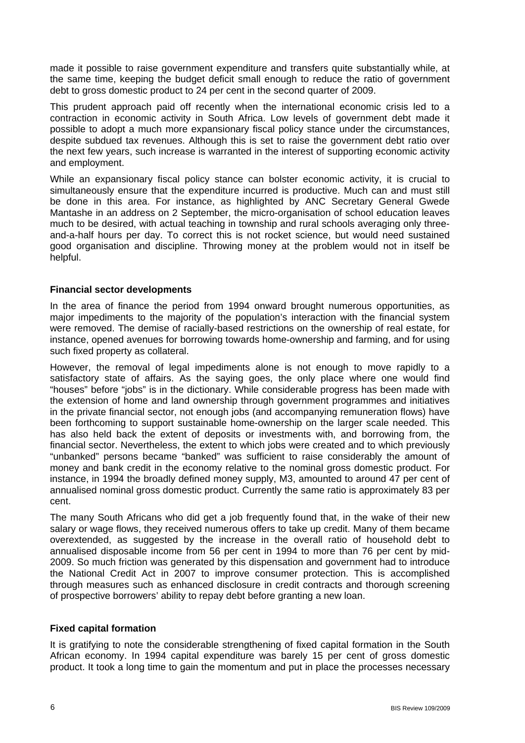made it possible to raise government expenditure and transfers quite substantially while, at the same time, keeping the budget deficit small enough to reduce the ratio of government debt to gross domestic product to 24 per cent in the second quarter of 2009.

This prudent approach paid off recently when the international economic crisis led to a contraction in economic activity in South Africa. Low levels of government debt made it possible to adopt a much more expansionary fiscal policy stance under the circumstances, despite subdued tax revenues. Although this is set to raise the government debt ratio over the next few years, such increase is warranted in the interest of supporting economic activity and employment.

While an expansionary fiscal policy stance can bolster economic activity, it is crucial to simultaneously ensure that the expenditure incurred is productive. Much can and must still be done in this area. For instance, as highlighted by ANC Secretary General Gwede Mantashe in an address on 2 September, the micro-organisation of school education leaves much to be desired, with actual teaching in township and rural schools averaging only three-and-a-half hours per day. To correct this is not rocket science, but would need sustained good organisation and discipline. Throwing money at the problem would not in itself be helpful.

**Financial sector developments**

In the area of finance the period from 1994 onward brought numerous opportunities, as major impediments to the majority of the population's interaction with the financial system were removed. The demise of racially-based restrictions on the ownership of real estate, for instance, opened avenues for borrowing towards home-ownership and farming, and for using such fixed property as collateral.

However, the removal of legal impediments alone is not enough to move rapidly to a satisfactory state of affairs. As the saying goes, the only place where one would find "houses" before "jobs" is in the dictionary. While considerable progress has been made with the extension of home and land ownership through government programmes and initiatives in the private financial sector, not enough jobs (and accompanying remuneration flows) have been forthcoming to support sustainable home-ownership on the larger scale needed. This has also held back the extent of deposits or investments with, and borrowing from, the financial sector. Nevertheless, the extent to which jobs were created and to which previously "unbanked" persons became "banked" was sufficient to raise considerably the amount of money and bank credit in the economy relative to the nominal gross domestic product. For instance, in 1994 the broadly defined money supply, M3, amounted to around 47 per cent of annualised nominal gross domestic product. Currently the same ratio is approximately 83 per cent.

The many South Africans who did get a job frequently found that, in the wake of their new salary or wage flows, they received numerous offers to take up credit. Many of them became overextended, as suggested by the increase in the overall ratio of household debt to annualised disposable income from 56 per cent in 1994 to more than 76 per cent by mid-2009. So much friction was generated by this dispensation and government had to introduce the National Credit Act in 2007 to improve consumer protection. This is accomplished through measures such as enhanced disclosure in credit contracts and thorough screening of prospective borrowers' ability to repay debt before granting a new loan.

**Fixed capital formation**

It is gratifying to note the considerable strengthening of fixed capital formation in the South African economy. In 1994 capital expenditure was barely 15 per cent of gross domestic product. It took a long time to gain the momentum and put in place the processes necessary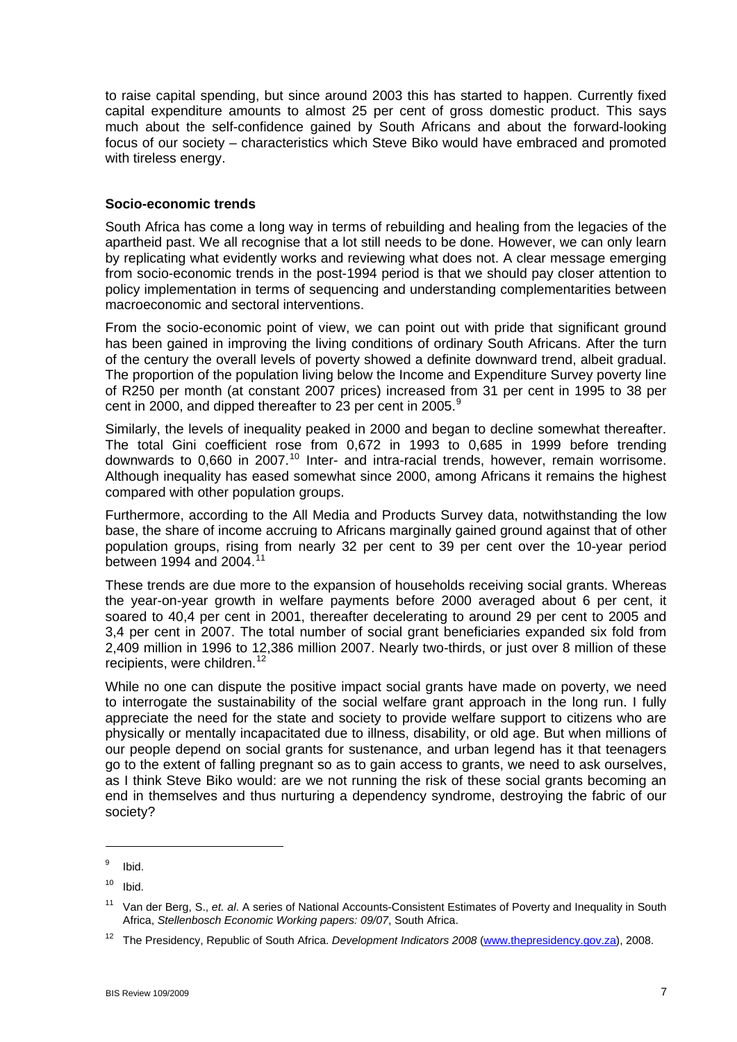to raise capital spending, but since around 2003 this has started to happen. Currently fixed capital expenditure amounts to almost 25 per cent of gross domestic product. This says much about the self-confidence gained by South Africans and about the forward-looking focus of our society – characteristics which Steve Biko would have embraced and promoted with tireless energy.

**Socio-economic trends**

South Africa has come a long way in terms of rebuilding and healing from the legacies of the apartheid past. We all recognise that a lot still needs to be done. However, we can only learn by replicating what evidently works and reviewing what does not. A clear message emerging from socio-economic trends in the post-1994 period is that we should pay closer attention to policy implementation in terms of sequencing and understanding complementarities between macroeconomic and sectoral interventions.

From the socio-economic point of view, we can point out with pride that significant ground has been gained in improving the living conditions of ordinary South Africans. After the turn of the century the overall levels of poverty showed a definite downward trend, albeit gradual. The proportion of the population living below the Income and Expenditure Survey poverty line of R250 per month (at constant 2007 prices) increased from 31 per cent in 1995 to 38 per cent in 2000, and dipped thereafter to 23 per cent in 2005.[9]

Similarly, the levels of inequality peaked in 2000 and began to decline somewhat thereafter. The total Gini coefficient rose from 0,672 in 1993 to 0,685 in 1999 before trending downwards to 0,660 in 2007.[10] Inter- and intra-racial trends, however, remain worrisome. Although inequality has eased somewhat since 2000, among Africans it remains the highest compared with other population groups.

Furthermore, according to the All Media and Products Survey data, notwithstanding the low base, the share of income accruing to Africans marginally gained ground against that of other population groups, rising from nearly 32 per cent to 39 per cent over the 10-year period between 1994 and 2004.[11]

These trends are due more to the expansion of households receiving social grants. Whereas the year-on-year growth in welfare payments before 2000 averaged about 6 per cent, it soared to 40,4 per cent in 2001, thereafter decelerating to around 29 per cent to 2005 and 3,4 per cent in 2007. The total number of social grant beneficiaries expanded six fold from 2,409 million in 1996 to 12,386 million 2007. Nearly two-thirds, or just over 8 million of these recipients, were children.[12]

While no one can dispute the positive impact social grants have made on poverty, we need to interrogate the sustainability of the social welfare grant approach in the long run. I fully appreciate the need for the state and society to provide welfare support to citizens who are physically or mentally incapacitated due to illness, disability, or old age. But when millions of our people depend on social grants for sustenance, and urban legend has it that teenagers go to the extent of falling pregnant so as to gain access to grants, we need to ask ourselves, as I think Steve Biko would: are we not running the risk of these social grants becoming an end in themselves and thus nurturing a dependency syndrome, destroying the fabric of our society?

---

[9] Ibid.

[10] Ibid.

[11] Van der Berg, S., *et. al*. A series of National Accounts-Consistent Estimates of Poverty and Inequality in South Africa, *Stellenbosch Economic Working papers: 09/07*, South Africa.

[12] The Presidency, Republic of South Africa. *Development Indicators 2008* (www.thepresidency.gov.za), 2008.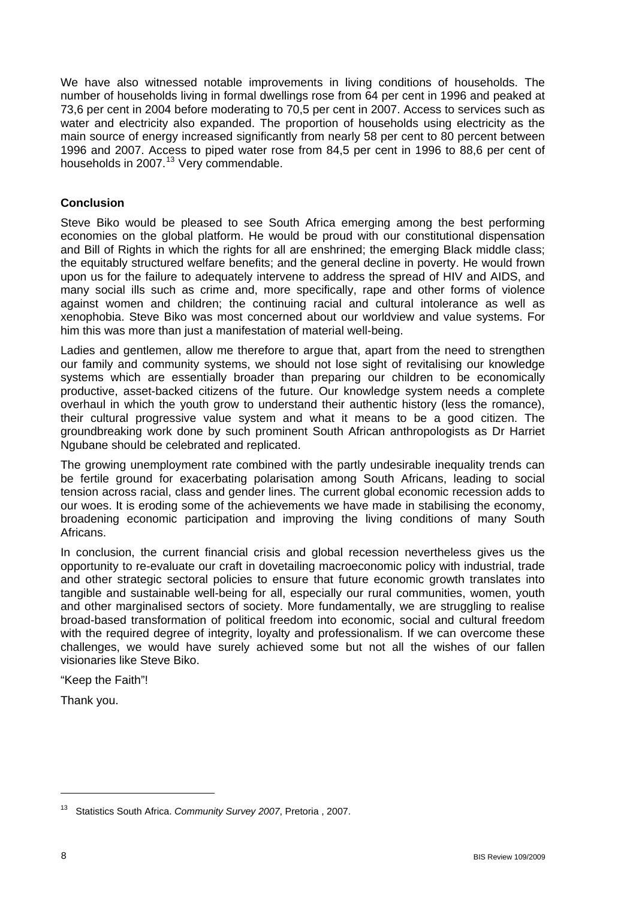We have also witnessed notable improvements in living conditions of households. The number of households living in formal dwellings rose from 64 per cent in 1996 and peaked at 73,6 per cent in 2004 before moderating to 70,5 per cent in 2007. Access to services such as water and electricity also expanded. The proportion of households using electricity as the main source of energy increased significantly from nearly 58 per cent to 80 percent between 1996 and 2007. Access to piped water rose from 84,5 per cent in 1996 to 88,6 per cent of households in 2007.[13] Very commendable.

## Conclusion

Steve Biko would be pleased to see South Africa emerging among the best performing economies on the global platform. He would be proud with our constitutional dispensation and Bill of Rights in which the rights for all are enshrined; the emerging Black middle class; the equitably structured welfare benefits; and the general decline in poverty. He would frown upon us for the failure to adequately intervene to address the spread of HIV and AIDS, and many social ills such as crime and, more specifically, rape and other forms of violence against women and children; the continuing racial and cultural intolerance as well as xenophobia. Steve Biko was most concerned about our worldview and value systems. For him this was more than just a manifestation of material well-being.

Ladies and gentlemen, allow me therefore to argue that, apart from the need to strengthen our family and community systems, we should not lose sight of revitalising our knowledge systems which are essentially broader than preparing our children to be economically productive, asset-backed citizens of the future. Our knowledge system needs a complete overhaul in which the youth grow to understand their authentic history (less the romance), their cultural progressive value system and what it means to be a good citizen. The groundbreaking work done by such prominent South African anthropologists as Dr Harriet Ngubane should be celebrated and replicated.

The growing unemployment rate combined with the partly undesirable inequality trends can be fertile ground for exacerbating polarisation among South Africans, leading to social tension across racial, class and gender lines. The current global economic recession adds to our woes. It is eroding some of the achievements we have made in stabilising the economy, broadening economic participation and improving the living conditions of many South Africans.

In conclusion, the current financial crisis and global recession nevertheless gives us the opportunity to re-evaluate our craft in dovetailing macroeconomic policy with industrial, trade and other strategic sectoral policies to ensure that future economic growth translates into tangible and sustainable well-being for all, especially our rural communities, women, youth and other marginalised sectors of society. More fundamentally, we are struggling to realise broad-based transformation of political freedom into economic, social and cultural freedom with the required degree of integrity, loyalty and professionalism. If we can overcome these challenges, we would have surely achieved some but not all the wishes of our fallen visionaries like Steve Biko.

"Keep the Faith"!

Thank you.

---

[13] Statistics South Africa. *Community Survey 2007*, Pretoria , 2007.